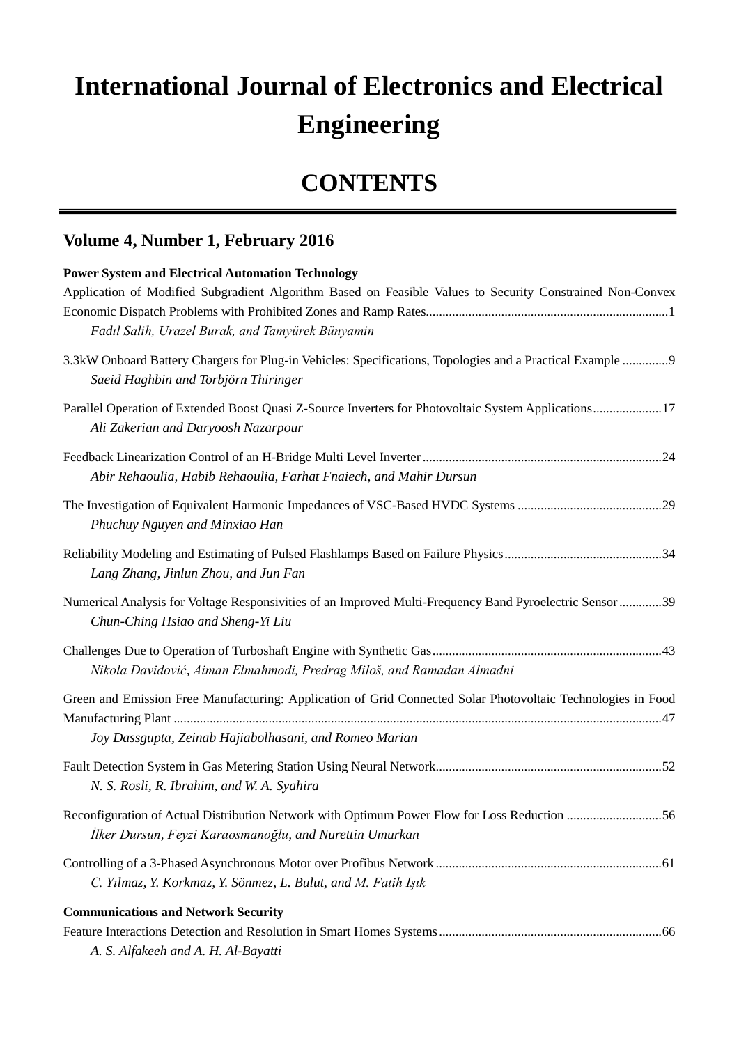# International Journal of Electronics and Electrical Engineering

## CONTENTS

### Volume 4, Number 1, February 2016

**Power System and Electrical Automation Technology**

Application of Modified Subgradient Algorithm Based on Feasible Values to Security Constrained Non-Convex Economic Dispatch Problems with Prohibited Zones and Ramp Rates........................................................................1
*Fadıl Salih, Urazel Burak, and Tamyürek Bünyamin*

3.3kW Onboard Battery Chargers for Plug-in Vehicles: Specifications, Topologies and a Practical Example .............9
*Saeid Haghbin and Torbjörn Thiringer*

Parallel Operation of Extended Boost Quasi Z-Source Inverters for Photovoltaic System Applications.....................17
*Ali Zakerian and Daryoosh Nazarpour*

Feedback Linearization Control of an H-Bridge Multi Level Inverter........................................................................24
*Abir Rehaoulia, Habib Rehaoulia, Farhat Fnaiech, and Mahir Dursun*

The Investigation of Equivalent Harmonic Impedances of VSC-Based HVDC Systems ............................................29
*Phuchuy Nguyen and Minxiao Han*

Reliability Modeling and Estimating of Pulsed Flashlamps Based on Failure Physics................................................34
*Lang Zhang, Jinlun Zhou, and Jun Fan*

Numerical Analysis for Voltage Responsivities of an Improved Multi-Frequency Band Pyroelectric Sensor.............39
*Chun-Ching Hsiao and Sheng-Yi Liu*

Challenges Due to Operation of Turboshaft Engine with Synthetic Gas......................................................................43
*Nikola Davidović, Aiman Elmahmodi, Predrag Miloš, and Ramadan Almadni*

Green and Emission Free Manufacturing: Application of Grid Connected Solar Photovoltaic Technologies in Food Manufacturing Plant ....................................................................................................................................................47
*Joy Dassgupta, Zeinab Hajiabolhasani, and Romeo Marian*

Fault Detection System in Gas Metering Station Using Neural Network.....................................................................52
*N. S. Rosli, R. Ibrahim, and W. A. Syahira*

Reconfiguration of Actual Distribution Network with Optimum Power Flow for Loss Reduction .............................56
*İlker Dursun, Feyzi Karaosmanoğlu, and Nurettin Umurkan*

Controlling of a 3-Phased Asynchronous Motor over Profibus Network .....................................................................61
*C. Yılmaz, Y. Korkmaz, Y. Sönmez, L. Bulut, and M. Fatih Işık*

**Communications and Network Security**

Feature Interactions Detection and Resolution in Smart Homes Systems....................................................................66
*A. S. Alfakeeh and A. H. Al-Bayatti*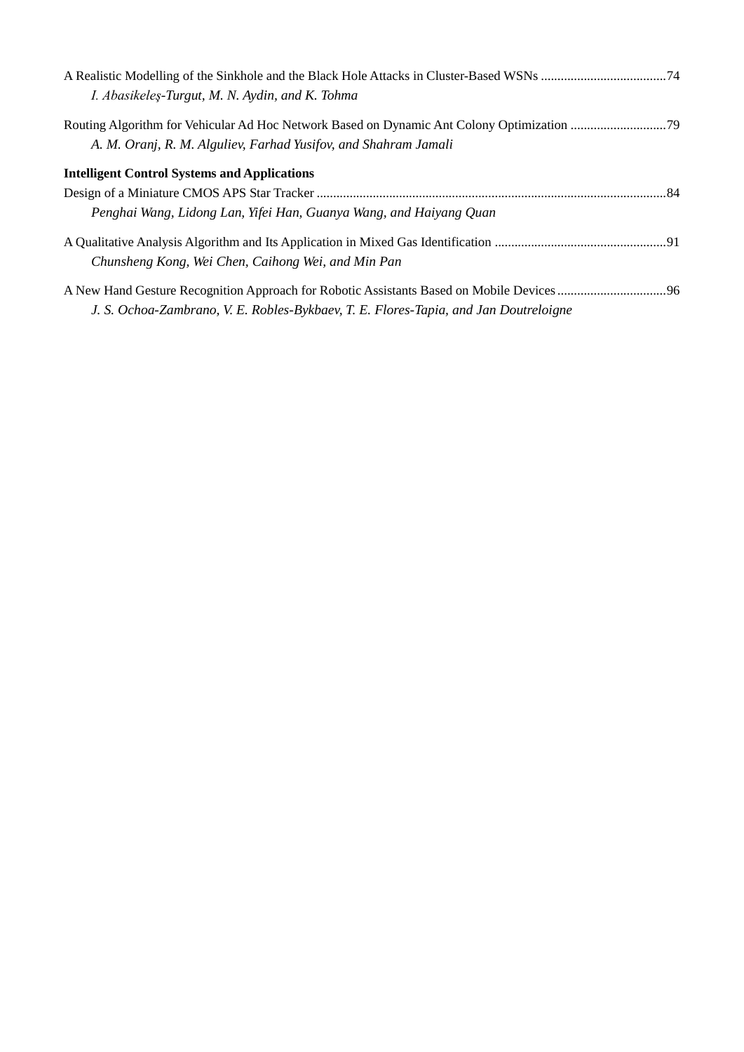A Realistic Modelling of the Sinkhole and the Black Hole Attacks in Cluster-Based WSNs ......................................74
*I. Abasikeleş-Turgut, M. N. Aydin, and K. Tohma*

Routing Algorithm for Vehicular Ad Hoc Network Based on Dynamic Ant Colony Optimization .............................79
*A. M. Oranj, R. M. Alguliev, Farhad Yusifov, and Shahram Jamali*

**Intelligent Control Systems and Applications**

Design of a Miniature CMOS APS Star Tracker ..........................................................................................................84
*Penghai Wang, Lidong Lan, Yifei Han, Guanya Wang, and Haiyang Quan*

A Qualitative Analysis Algorithm and Its Application in Mixed Gas Identification ....................................................91
*Chunsheng Kong, Wei Chen, Caihong Wei, and Min Pan*

A New Hand Gesture Recognition Approach for Robotic Assistants Based on Mobile Devices .................................96
*J. S. Ochoa-Zambrano, V. E. Robles-Bykbaev, T. E. Flores-Tapia, and Jan Doutreloigne*